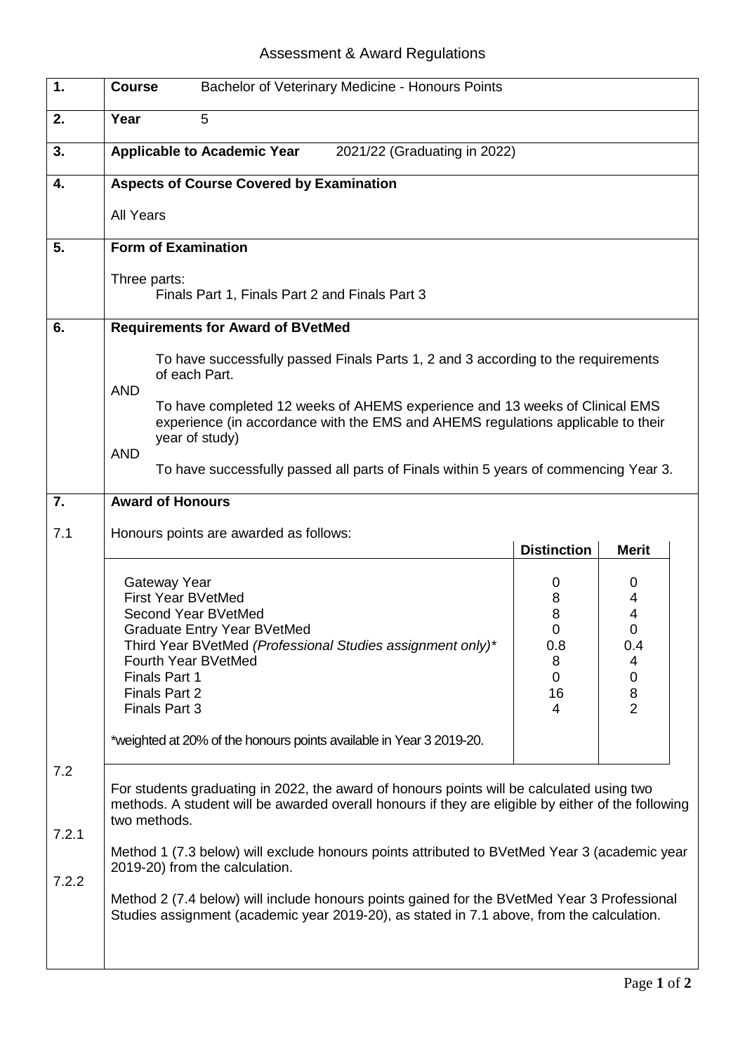# Assessment & Award Regulations

**1. Course** Bachelor of Veterinary Medicine - Honours Points

**2. Year** 5

**3. Applicable to Academic Year** 2021/22 (Graduating in 2022)

**4. Aspects of Course Covered by Examination**

All Years

**5. Form of Examination**

Three parts:
Finals Part 1, Finals Part 2 and Finals Part 3

**6. Requirements for Award of BVetMed**

To have successfully passed Finals Parts 1, 2 and 3 according to the requirements of each Part.

AND

To have completed 12 weeks of AHEMS experience and 13 weeks of Clinical EMS experience (in accordance with the EMS and AHEMS regulations applicable to their year of study)

AND

To have successfully passed all parts of Finals within 5 years of commencing Year 3.

**7. Award of Honours**

7.1 Honours points are awarded as follows:

| | Distinction | Merit |
|---|---|---|
| Gateway Year | 0 | 0 |
| First Year BVetMed | 8 | 4 |
| Second Year BVetMed | 8 | 4 |
| Graduate Entry Year BVetMed | 0 | 0 |
| Third Year BVetMed *(Professional Studies assignment only)** | 0.8 | 0.4 |
| Fourth Year BVetMed | 8 | 4 |
| Finals Part 1 | 0 | 0 |
| Finals Part 2 | 16 | 8 |
| Finals Part 3 | 4 | 2 |

*weighted at 20% of the honours points available in Year 3 2019-20.

7.2 For students graduating in 2022, the award of honours points will be calculated using two methods. A student will be awarded overall honours if they are eligible by either of the following two methods.

7.2.1 Method 1 (7.3 below) will exclude honours points attributed to BVetMed Year 3 (academic year 2019-20) from the calculation.

7.2.2 Method 2 (7.4 below) will include honours points gained for the BVetMed Year 3 Professional Studies assignment (academic year 2019-20), as stated in 7.1 above, from the calculation.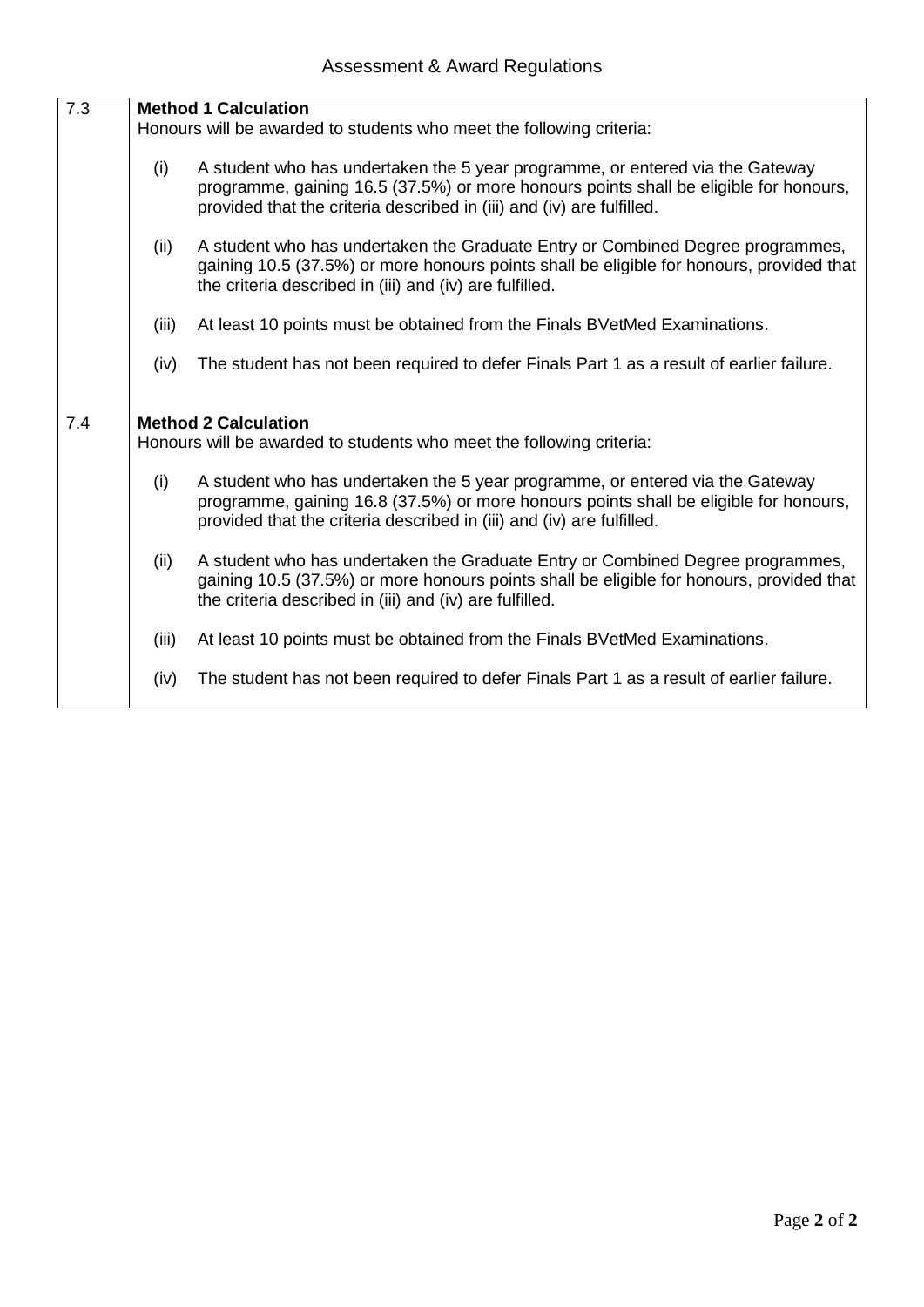| | |
|---|---|
| 7.3 | **Method 1 Calculation**<br>Honours will be awarded to students who meet the following criteria:<br><br>(i) A student who has undertaken the 5 year programme, or entered via the Gateway programme, gaining 16.5 (37.5%) or more honours points shall be eligible for honours, provided that the criteria described in (iii) and (iv) are fulfilled.<br><br>(ii) A student who has undertaken the Graduate Entry or Combined Degree programmes, gaining 10.5 (37.5%) or more honours points shall be eligible for honours, provided that the criteria described in (iii) and (iv) are fulfilled.<br><br>(iii) At least 10 points must be obtained from the Finals BVetMed Examinations.<br><br>(iv) The student has not been required to defer Finals Part 1 as a result of earlier failure. |
| 7.4 | **Method 2 Calculation**<br>Honours will be awarded to students who meet the following criteria:<br><br>(i) A student who has undertaken the 5 year programme, or entered via the Gateway programme, gaining 16.8 (37.5%) or more honours points shall be eligible for honours, provided that the criteria described in (iii) and (iv) are fulfilled.<br><br>(ii) A student who has undertaken the Graduate Entry or Combined Degree programmes, gaining 10.5 (37.5%) or more honours points shall be eligible for honours, provided that the criteria described in (iii) and (iv) are fulfilled.<br><br>(iii) At least 10 points must be obtained from the Finals BVetMed Examinations.<br><br>(iv) The student has not been required to defer Finals Part 1 as a result of earlier failure. |